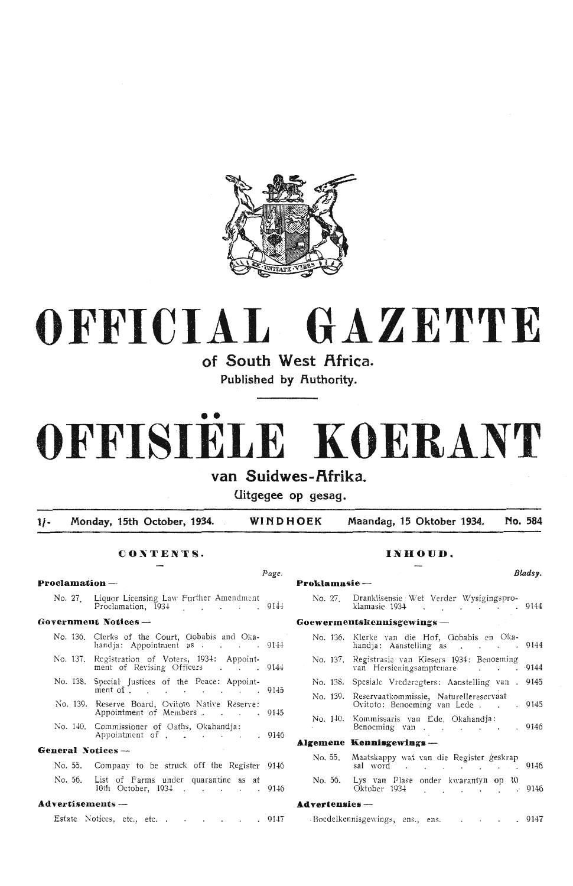# OFFICIAL GAZETTE

## of South West Africa.

Published by Authority.

# OFFISIËLE KOERANT

## van Suidwes-Afrika.

Uitgegee op gesag.

1/- Monday, 15th October, 1934. WINDHOEK Maandag, 15 Oktober 1934. No. 584

## CONTENTS.

| | Page. |
|---|---|
| **Proclamation —** | |
| No. 27. Liquor Licensing Law Further Amendment Proclamation, 1934 | 9144 |
| **Government Notices —** | |
| No. 136. Clerks of the Court, Gobabis and Okahandja: Appointment as | 9144 |
| No. 137. Registration of Voters, 1934: Appointment of Revising Officers | 9144 |
| No. 138. Special Justices of the Peace: Appointment of | 9145 |
| No. 139. Reserve Board, Ovitoto Native Reserve: Appointment of Members | 9145 |
| No. 140. Commissioner of Oaths, Okahandja: Appointment of | 9146 |
| **General Notices —** | |
| No. 55. Company to be struck off the Register | 9146 |
| No. 56. List of Farms under quarantine as at 10th October, 1934 | 9146 |
| **Advertisements —** | |
| Estate Notices, etc., etc. | 9147 |

## INHOUD.

| | Bladsy. |
|---|---|
| **Proklamasie —** | |
| No. 27. Dranklisensie Wet Verder Wysigingsproklamasie 1934 | 9144 |
| **Goewermentskennisgewings —** | |
| No. 136. Klerke van die Hof, Gobabis en Okahandja: Aanstelling as | 9144 |
| No. 137. Registrasie van Kiesers 1934: Benoeming van Hersieningsamptenare | 9144 |
| No. 138. Spesiale Vrederegters: Aanstelling van | 9145 |
| No. 139. Reservaatkommissie, Naturellereservaat Ovitoto: Benoeming van Lede | 9145 |
| No. 140. Kommissaris van Ede, Okahandja: Benoeming van | 9146 |
| **Algemene Kennisgewings —** | |
| No. 55. Maatskappy wat van die Register geskrap sal word | 9146 |
| No. 56. Lys van Plase onder kwarantyn op 10 Oktober 1934 | 9146 |
| **Advertensies —** | |
| Boedelkennisgewings, ens., ens. | 9147 |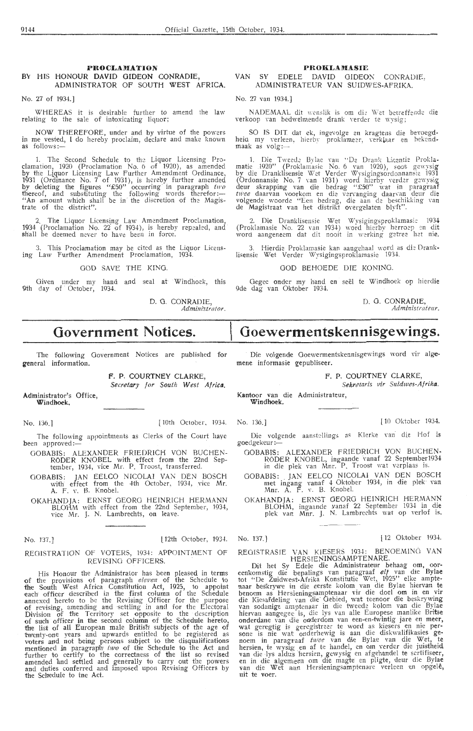## PROCLAMATION

### BY HIS HONOUR DAVID GIDEON CONRADIE, ADMINISTRATOR OF SOUTH WEST AFRICA.

No. 27 of 1934.]

WHEREAS it is desirable further to amend the law relating to the sale of intoxicating liquor;

NOW THEREFORE, under and by virtue of the powers in me vested, I do hereby proclaim, declare and make known as follows:—

1. The Second Schedule to the Liquor Licensing Proclamation, 1920 (Proclamation No. 6 of 1920), as amended by the Liquor Licensing Law Further Amendment Ordinance, 1931 (Ordinance No. 7 of 1931), is hereby further amended by deleting the figures "£50" occurring in paragraph *two* thereof, and substituting the following words therefor:— "An amount which shall be in the discretion of the Magistrate of the district".

2. The Liquor Licensing Law Amendment Proclamation, 1934 (Proclamation No. 22 of 1934), is hereby repealed, and shall be deemed never to have been in force.

3. This Proclamation may be cited as the Liquor Licensing Law Further Amendment Proclamation, 1934.

GOD SAVE THE KING.

Given under my hand and seal at Windhoek, this 9th day of October, 1934.

D. G. CONRADIE,
*Administrator.*

## PROKLAMASIE

### VAN SY EDELE DAVID GIDEON CONRADIE, ADMINISTRATEUR VAN SUIDWES-AFRIKA.

No. 27 van 1934.]

NADEMAAL dit wenslik is om die Wet betreffende die verkoop van bedwelmende drank verder te wysig;

SO IS DIT dat ek, ingevolge en kragtens die bevoegdheid my verleen, hierby proklameer, verklaar en bekendmaak as volg:—

1. Die Tweede Bylae van "De Drank Licentie Proklamatie 1920" (Proklamasie No. 6 van 1920), soos gewysig by die Dranklisensie Wet Verder Wysigingsordonnansie 1931 (Ordonnansie No. 7 van 1931) word hierby verder gewysig deur skrapping van die bedrag "£50" wat in paragraaf *twee* daarvan voorkom en die vervanging daarvan deur die volgende woorde "Een bedrag, die aan de beschikking van de Magistraat van het distrikt overgelaten blyft".

2. Die Dranklisensie Wet Wysigingsproklamasie 1934 (Proklamasie No. 22 van 1934) word hierby herroep en dit word aangeneem dat dit nooit in werking getree het nie.

3. Hierdie Proklamasie kan aangehaal word as die Dranklisensie Wet Verder Wysigingsproklamasie 1934.

GOD BEHOEDE DIE KONING.

Gegee onder my hand en seël te Windhoek op hierdie 9de dag van Oktober 1934.

D. G. CONRADIE,
*Administrateur.*

# Government Notices.

The following Government Notices are published for general information.

**F. P. COURTNEY CLARKE,**
*Secretary for South West Africa.*

Administrator's Office,
Windhoek.

No. 136.] [10th October, 1934.

The following appointments as Clerks of the Court have been approved:—

GOBABIS: ALEXANDER FRIEDRICH VON BUCHENRÖDER KNOBEL with effect from the 22nd September, 1934, vice Mr. P. Troost, transferred.

GOBABIS: JAN EELCO NICOLAI VAN DEN BOSCH with effect from the 4th October, 1934, vice Mr. A. F. v. B. Knobel.

OKAHANDJA: ERNST GEORG HEINRICH HERMANN BLOHM with effect from the 22nd September, 1934, vice Mr. J. N. Lambrechts, on leave.

No. 137.] [12th October, 1934.

REGISTRATION OF VOTERS, 1934: APPOINTMENT OF REVISING OFFICERS.

His Honour the Administrator has been pleased in terms of the provisions of paragraph *eleven* of the Schedule to the South West Africa Constitution Act, 1925, to appoint each officer described in the first column of the Schedule annexed hereto to be the Revising Officer for the purpose of revising, amending and settling in and for the Electoral Division of the Territory set opposite to the description of such officer in the second column of the Schedule hereto, the list of all European male British subjects of the age of twenty-one years and upwards entitled to be registered as voters and not being persons subject to the disqualifications mentioned in paragraph *two* of the Schedule to the Act and further to certify to the correctness of the list so revised amended and settled and generally to carry out the powers and duties conferred and imposed upon Revising Officers by the Schedule to the Act.

# Goewermentskennisgewings.

Die volgende Goewermentskennisgewings word vir algemene informasie gepubliseer.

**F. P. COURTNEY CLARKE,**
*Sekretaris vir Suidwes-Afrika.*

Kantoor van die Administrateur,
Windhoek.

No. 136.] [10 Oktober 1934.

Die volgende aanstellings as Klerke van die Hof is goedgekeur:—

GOBABIS: ALEXANDER FRIEDRICH VON BUCHENRÖDER KNOBEL, ingaande vanaf 22 September 1934 in die plek van Mnr. P. Troost wat verplaas is.

GOBABIS: JAN EELCO NICOLAI VAN DEN BOSCH met ingang vanaf 4 Oktober 1934, in die plek van Mnr. A. F. v. B. Knobel.

OKAHANDJA: ERNST GEORG HEINRICH HERMANN BLOHM, ingaande vanaf 22 September 1934 in die plek van Mnr. J. N. Lambrechts wat op verlof is.

No. 137.] [12 Oktober 1934.

REGISTRASIE VAN KIESERS 1934: BENOEMING VAN HERSIENINGSAMPTENARE.

Dit het Sy Edele die Administrateur behaag om, ooreenkomstig die bepalings van paragraaf *elf* van die Bylae tot "De Zuidwest-Afrika Konstitutie Wet, 1925" elke amptenaar beskrywe in die eerste kolom van die Bylae hiervan te benoem as Hersieningsamptenaar vir die doel om in en vir die Kiesafdeling van die Gebied, wat teenoor die beskrywing van sodanige amptenaar in die tweede kolom van die Bylae hiervan aangegee is, die lys van alle Europese manlike Britse onderdane van die ouderdom van een-en-twintig jare en meer, wat geregtig is geregistreer te word as kiesers en nie persone is nie wat onderhewig is aan die diskwalifikasies genoem in paragraaf *twee* van die Bylae van die Wet, te hersien, te wysig en af te handel, en om verder die juistheid van die lys aldus hersien, gewysig en afgehandel te sertifiseer, en in die algemeen om die magte en pligte, deur die Bylae van die Wet aan Hersieningsamptenare verleen en opgelê, uit te voer.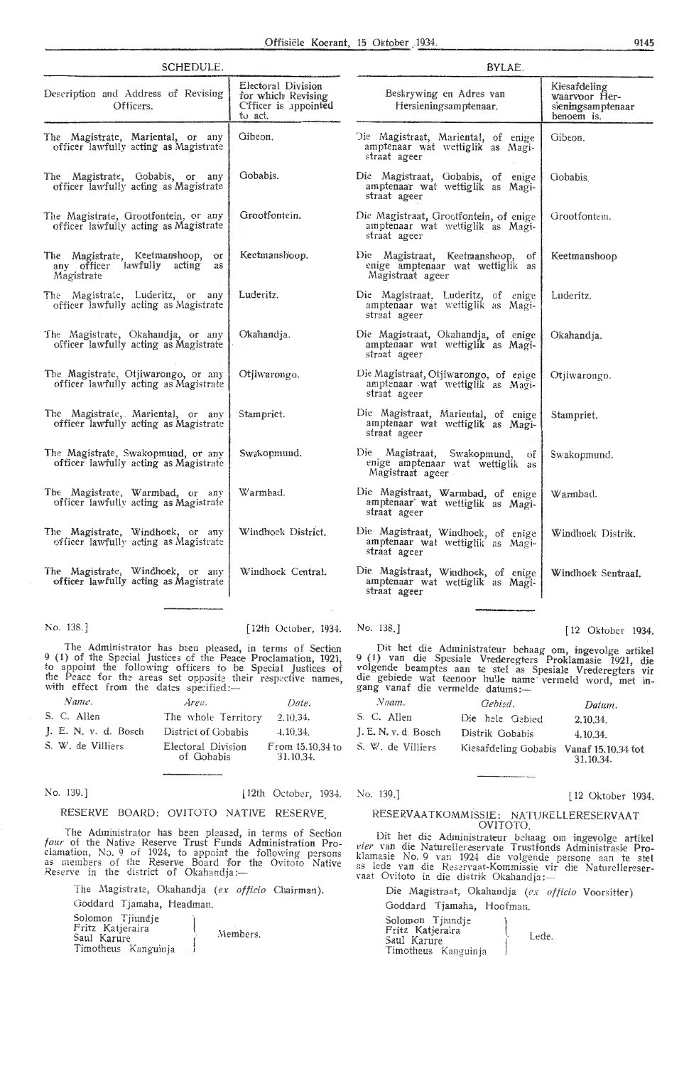## SCHEDULE.

| Description and Address of Revising Officers. | Electoral Division for which Revising Officer is appointed to act. |
|---|---|
| The Magistrate, Mariental, or any officer lawfully acting as Magistrate | Gibeon. |
| The Magistrate, Gobabis, or any officer lawfully acting as Magistrate | Gobabis. |
| The Magistrate, Grootfontein, or any officer lawfully acting as Magistrate | Grootfontein. |
| The Magistrate, Keetmanshoop, or any officer lawfully acting as Magistrate | Keetmanshoop. |
| The Magistrate, Luderitz, or any officer lawfully acting as Magistrate | Luderitz. |
| The Magistrate, Okahandja, or any officer lawfully acting as Magistrate | Okahandja. |
| The Magistrate, Otjiwarongo, or any officer lawfully acting as Magistrate | Otjiwarongo. |
| The Magistrate, Mariental, or any officer lawfully acting as Magistrate | Stampriet. |
| The Magistrate, Swakopmund, or any officer lawfully acting as Magistrate | Swakopmund. |
| The Magistrate, Warmbad, or any officer lawfully acting as Magistrate | Warmbad. |
| The Magistrate, Windhoek, or any officer lawfully acting as Magistrate | Windhoek District. |
| The Magistrate, Windhoek, or any officer lawfully acting as Magistrate | Windhoek Central. |

No. 138.] [12th October, 1934.

The Administrator has been pleased, in terms of Section 9 (1) of the Special Justices of the Peace Proclamation, 1921, to appoint the following officers to be Special Justices of the Peace for the areas set opposite their respective names, with effect from the dates specified:—

| *Name.* | *Area.* | *Date.* |
|---|---|---|
| S. C. Allen | The whole Territory | 2.10.34. |
| J. E. N. v. d. Bosch | District of Gobabis | 4.10.34. |
| S. W. de Villiers | Electoral Division of Gobabis | From 15.10.34 to 31.10.34. |

No. 139.] [12th October, 1934.

### RESERVE BOARD: OVITOTO NATIVE RESERVE.

The Administrator has been pleased, in terms of Section *four* of the Native Reserve Trust Funds Administration Proclamation, No. 9 of 1924, to appoint the following persons as members of the Reserve Board for the Ovitoto Native Reserve in the district of Okahandja:—

The Magistrate, Okahandja (*ex officio* Chairman).

Goddard Tjamaha, Headman.

Solomon Tjiundje, Fritz Katjeraira, Saul Karure, Timotheus Kanguinja — Members.

## BYLAE.

| Beskrywing en Adres van Hersieningsamptenaar. | Kiesafdeling waarvoor Hersieningsamptenaar benoem is. |
|---|---|
| Die Magistraat, Mariental, of enige amptenaar wat wettiglik as Magistraat ageer | Gibeon. |
| Die Magistraat, Gobabis, of enige amptenaar wat wettiglik as Magistraat ageer | Gobabis. |
| Die Magistraat, Grootfontein, of enige amptenaar wat wettiglik as Magistraat ageer | Grootfontein. |
| Die Magistraat, Keetmanshoop, of enige amptenaar wat wettiglik as Magistraat ageer | Keetmanshoop |
| Die Magistraat, Luderitz, of enige amptenaar wat wettiglik as Magistraat ageer | Luderitz. |
| Die Magistraat, Okahandja, of enige amptenaar wat wettiglik as Magistraat ageer | Okahandja. |
| Die Magistraat, Otjiwarongo, of enige amptenaar wat wettiglik as Magistraat ageer | Otjiwarongo. |
| Die Magistraat, Mariental, of enige amptenaar wat wettiglik as Magistraat ageer | Stampriet. |
| Die Magistraat, Swakopmund, of enige amptenaar wat wettiglik as Magistraat ageer | Swakopmund. |
| Die Magistraat, Warmbad, of enige amptenaar wat wettiglik as Magistraat ageer | Warmbad. |
| Die Magistraat, Windhoek, of enige amptenaar wat wettiglik as Magistraat ageer | Windhoek Distrik. |
| Die Magistraat, Windhoek, of enige amptenaar wat wettiglik as Magistraat ageer | Windhoek Sentraal. |

No. 138.] [12 Oktober 1934.

Dit het die Administrateur behaag om, ingevolge artikel 9 (1) van die Spesiale Vrederegters Proklamasie 1921, die volgende beamptes aan te stel as Spesiale Vrederegters vir die gebiede wat teenoor hulle name vermeld word, met ingang vanaf die vermelde datums:—

| *Naam.* | *Gebied.* | *Datum.* |
|---|---|---|
| S. C. Allen | Die hele Gebied | 2.10.34. |
| J. E. N. v. d Bosch | Distrik Gobabis | 4.10.34. |
| S. W. de Villiers | Kiesafdeling Gobabis | Vanaf 15.10.34 tot 31.10.34. |

No. 139.] [12 Oktober 1934.

### RESERVAATKOMMISSIE: NATURELLERESERVAAT OVITOTO.

Dit het die Administrateur behaag om ingevolge artikel *vier* van die Naturellereservate Trustfonds Administrasie Proklamasie No. 9 van 1924 die volgende persone aan te stel as lede van die Reservaat-Kommissie vir die Naturellereservaat Ovitoto in die distrik Okahandja:—

Die Magistraat, Okahandja (*ex officio* Voorsitter).

Goddard Tjamaha, Hoofman.

Solomon Tjiundje, Fritz Katjeraira, Saul Karure, Timotheus Kanguinja — Lede.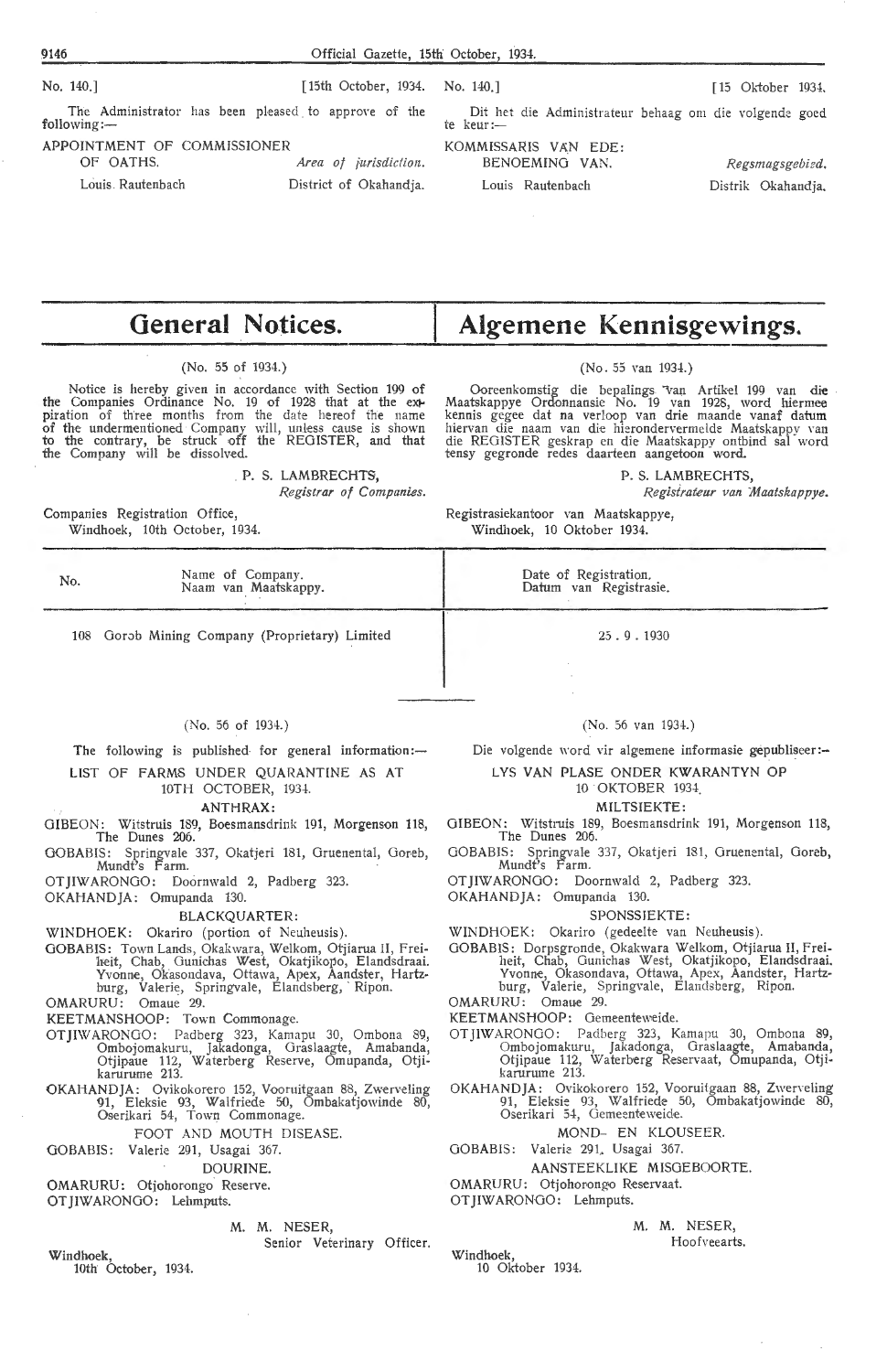No. 140.] [15th October, 1934.

The Administrator has been pleased to approve of the following:—

APPOINTMENT OF COMMISSIONER OF OATHS. *Area of jurisdiction.*

Louis Rautenbach District of Okahandja.

No. 140.] [15 Oktober 1934.

Dit het die Administrateur behaag om die volgende goed te keur:—

KOMMISSARIS VAN EDE: BENOEMING VAN. *Regsmagsgebied.*

Louis Rautenbach Distrik Okahandja.

# General Notices.

# Algemene Kennisgewings.

(No. 55 of 1934.)

Notice is hereby given in accordance with Section 199 of the Companies Ordinance No. 19 of 1928 that at the expiration of three months from the date hereof the name of the undermentioned Company will, unless cause is shown to the contrary, be struck off the REGISTER, and that the Company will be dissolved.

P. S. LAMBRECHTS,
*Registrar of Companies.*

Companies Registration Office,
Windhoek, 10th October, 1934.

(No. 55 van 1934.)

Ooreenkomstig die bepalings van Artikel 199 van die Maatskappye Ordonnansie No. 19 van 1928, word hiermee kennis gegee dat na verloop van drie maande vanaf datum hiervan die naam van die hierondervermelde Maatskappy van die REGISTER geskrap en die Maatskappy ontbind sal word tensy gegronde redes daarteen aangetoon word.

P. S. LAMBRECHTS,
*Registrateur van Maatskappye.*

Registrasiekantoor van Maatskappye,
Windhoek, 10 Oktober 1934.

| No. | Name of Company. Naam van Maatskappy. | Date of Registration. Datum van Registrasie. |
|---|---|---|
| 108 | Gorob Mining Company (Proprietary) Limited | 25 . 9 . 1930 |

(No. 56 of 1934.)

The following is published for general information:—

LIST OF FARMS UNDER QUARANTINE AS AT 10TH OCTOBER, 1934.

ANTHRAX:

GIBEON: Witstruis 189, Boesmansdrink 191, Morgenson 118, The Dunes 206.

GOBABIS: Springvale 337, Okatjeri 181, Gruenental, Goreb, Mundt's Farm.

OTJIWARONGO: Doornwald 2, Padberg 323.

OKAHANDJA: Omupanda 130.

BLACKQUARTER:

WINDHOEK: Okariro (portion of Neuheusis).

GOBABIS: Town Lands, Okakwara, Welkom, Otjiarua II, Freiheit, Chab, Gunichas West, Okatjikopo, Elandsdraai. Yvonne, Okasondava, Ottawa, Apex, Aandster, Hartzburg, Valerie, Springvale, Elandsberg, Ripon.

OMARURU: Omaue 29.

KEETMANSHOOP: Town Commonage.

OTJIWARONGO: Padberg 323, Kamapu 30, Ombona 89, Ombojomakuru, Jakadonga, Graslaagte, Amabanda, Otjipaue 112, Waterberg Reserve, Omupanda, Otjikarurume 213.

OKAHANDJA: Ovikokorero 152, Vooruitgaan 88, Zwerveling 91, Eleksie 93, Walfriede 50, Ombakatjowinde 80, Oserikari 54, Town Commonage.

FOOT AND MOUTH DISEASE.

GOBABIS: Valerie 291, Usagai 367.

DOURINE.

OMARURU: Otjohorongo Reserve.

OTJIWARONGO: Lehmputs.

M. M. NESER,
Senior Veterinary Officer.

Windhoek,
10th October, 1934.

(No. 56 van 1934.)

Die volgende word vir algemene informasie gepubliseer:—

LYS VAN PLASE ONDER KWARANTYN OP 10 OKTOBER 1934.

MILTSIEKTE:

GIBEON: Witstruis 189, Boesmansdrink 191, Morgenson 118, The Dunes 206.

GOBABIS: Springvale 337, Okatjeri 181, Gruenental, Goreb, Mundt's Farm.

OTJIWARONGO: Doornwald 2, Padberg 323.

OKAHANDJA: Omupanda 130.

SPONSSIEKTE:

WINDHOEK: Okariro (gedeelte van Neuheusis).

GOBABIS: Dorpsgronde, Okakwara Welkom, Otjiarua II, Freiheit, Chab, Gunichas West, Okatjikopo, Elandsdraai. Yvonne, Okasondava, Ottawa, Apex, Aandster, Hartzburg, Valerie, Springvale, Elandsberg, Ripon.

OMARURU: Omaue 29.

KEETMANSHOOP: Gemeenteweide.

OTJIWARONGO: Padberg 323, Kamapu 30, Ombona 89, Ombojomakuru, Jakadonga, Graslaagte, Amabanda, Otjipaue 112, Waterberg Reservaat, Omupanda, Otjikarurume 213.

OKAHANDJA: Ovikokorero 152, Vooruitgaan 88, Zwerveling 91, Eleksie 93, Walfriede 50, Ombakatjowinde 80, Oserikari 54, Gemeenteweide.

MOND- EN KLOUSEER.

GOBABIS: Valerie 291, Usagai 367.

AANSTEEKLIKE MISGEBOORTE.

OMARURU: Otjohorongo Reservaat.

OTJIWARONGO: Lehmputs.

M. M. NESER,
Hoofveearts.

Windhoek,
10 Oktober 1934.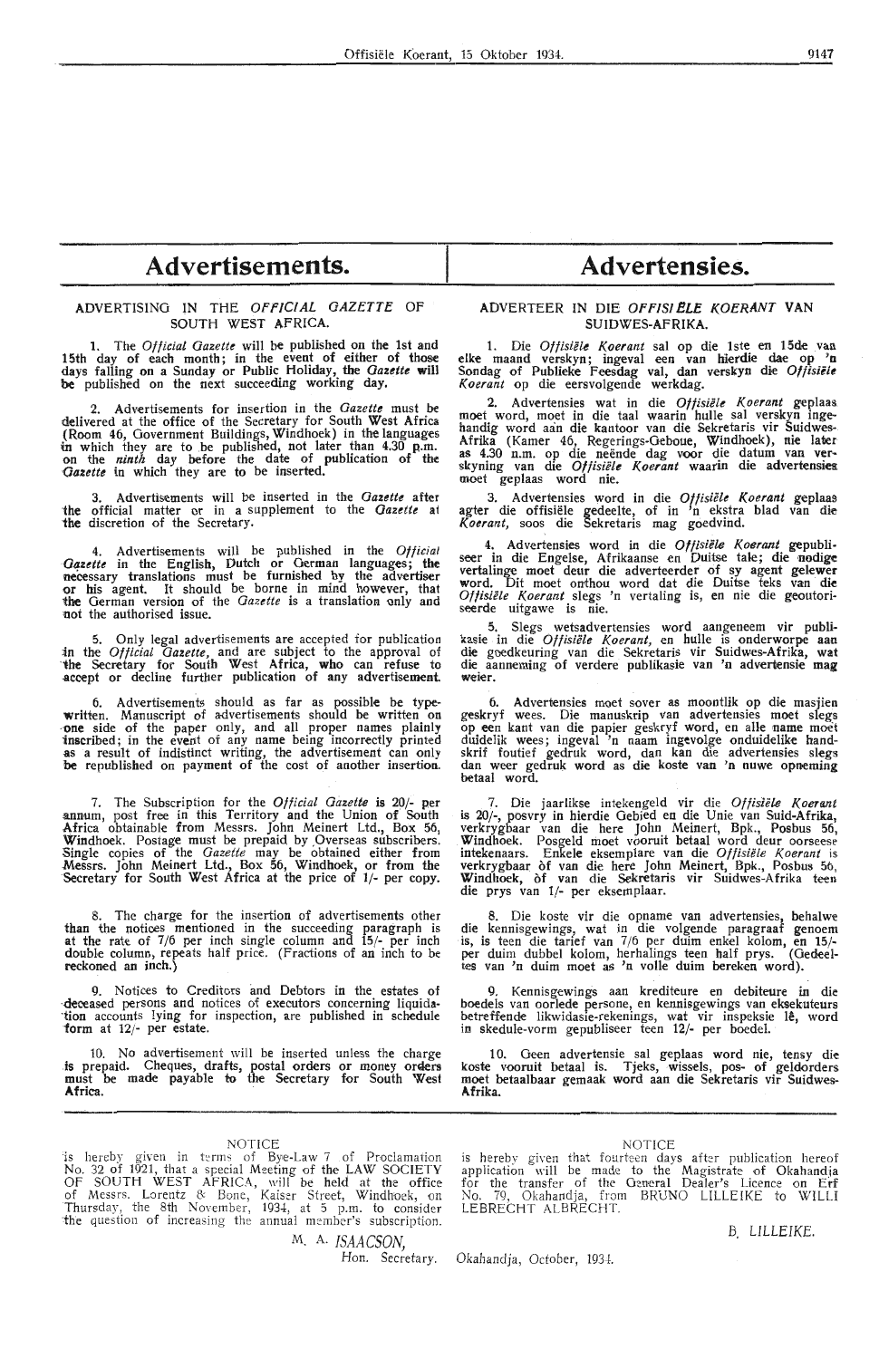# Advertisements.

ADVERTISING IN THE *OFFICIAL GAZETTE* OF SOUTH WEST AFRICA.

1. The *Official Gazette* will be published on the 1st and 15th day of each month; in the event of either of those days falling on a Sunday or Public Holiday, the *Gazette* will be published on the next succeeding working day.

2. Advertisements for insertion in the *Gazette* must be delivered at the office of the Secretary for South West Africa (Room 46, Government Buildings, Windhoek) in the languages in which they are to be published, not later than 4.30 p.m. on the *ninth* day before the date of publication of the *Gazette* in which they are to be inserted.

3. Advertisements will be inserted in the *Gazette* after the official matter or in a supplement to the *Gazette* at the discretion of the Secretary.

4. Advertisements will be published in the *Official Gazette* in the English, Dutch or German languages; the necessary translations must be furnished by the advertiser or his agent. It should be borne in mind however, that the German version of the *Gazette* is a translation only and not the authorised issue.

5. Only legal advertisements are accepted for publication in the *Official Gazette*, and are subject to the approval of the Secretary for South West Africa, who can refuse to accept or decline further publication of any advertisement.

6. Advertisements should as far as possible be typewritten. Manuscript of advertisements should be written on one side of the paper only, and all proper names plainly inscribed; in the event of any name being incorrectly printed as a result of indistinct writing, the advertisement can only be republished on payment of the cost of another insertion.

7. The Subscription for the *Official Gazette* is 20/- per annum, post free in this Territory and the Union of South Africa obtainable from Messrs. John Meinert Ltd., Box 56, Windhoek. Postage must be prepaid by Overseas subscribers. Single copies of the *Gazette* may be obtained either from Messrs. John Meinert Ltd., Box 56, Windhoek, or from the Secretary for South West Africa at the price of 1/- per copy.

8. The charge for the insertion of advertisements other than the notices mentioned in the succeeding paragraph is at the rate of 7/6 per inch single column and 15/- per inch double column, repeats half price. (Fractions of an inch to be reckoned an inch.)

9. Notices to Creditors and Debtors in the estates of deceased persons and notices of executors concerning liquidation accounts lying for inspection, are published in schedule form at 12/- per estate.

10. No advertisement will be inserted unless the charge is prepaid. Cheques, drafts, postal orders or money orders must be made payable to the Secretary for South West Africa.

# Advertensies.

ADVERTEER IN DIE *OFFISIËLE KOERANT* VAN SUIDWES-AFRIKA.

1. Die *Offisiële Koerant* sal op die 1ste en 15de van elke maand verskyn; ingeval een van hierdie dae op 'n Sondag of Publieke Feesdag val, dan verskyn die *Offisiële Koerant* op die eersvolgende werkdag.

2. Advertensies wat in die *Offisiële Koerant* geplaas moet word, moet in die taal waarin hulle sal verskyn ingehandig word aan die kantoor van die Sekretaris vir Suidwes-Afrika (Kamer 46, Regerings-Geboue, Windhoek), nie later as 4.30 n.m. op die neënde dag voor die datum van verskyning van die *Offisiële Koerant* waarin die advertensies moet geplaas word nie.

3. Advertensies word in die *Offisiële Koerant* geplaas agter die offisiële gedeelte, of in 'n ekstra blad van die *Koerant*, soos die Sekretaris mag goedvind.

4. Advertensies word in die *Offisiële Koerant* gepubliseer in die Engelse, Afrikaanse en Duitse tale; die nodige vertalinge moet deur die adverteerder of sy agent gelewer word. Dit moet onthou word dat die Duitse teks van die *Offisiële Koerant* slegs 'n vertaling is, en nie die geoutoriseerde uitgawe is nie.

5. Slegs wetsadvertensies word aangeneem vir publikasie in die *Offisiële Koerant*, en hulle is onderworpe aan die goedkeuring van die Sekretaris vir Suidwes-Afrika, wat die aanneming of verdere publikasie van 'n advertensie mag weier.

6. Advertensies moet sover as moontlik op die masjien geskryf wees. Die manuskrip van advertensies moet slegs op een kant van die papier geskryf word, en alle name moet duidelik wees; ingeval 'n naam ingevolge onduidelike handskrif foutief gedruk word, dan kan die advertensies slegs dan weer gedruk word as die koste van 'n nuwe opneming betaal word.

7. Die jaarlikse intekengeld vir die *Offisiële Koerant* is 20/-, posvry in hierdie Gebied en die Unie van Suid-Afrika, verkrygbaar van die here John Meinert, Bpk., Posbus 56, Windhoek. Posgeld moet vooruit betaal word deur oorseese intekenaars. Enkele eksemplare van die *Offisiële Koerant* is verkrygbaar òf van die here John Meinert, Bpk., Posbus 56, Windhoek, òf van die Sekretaris vir Suidwes-Afrika teen die prys van 1/- per eksemplaar.

8. Die koste vir die opname van advertensies, behalwe die kennisgewings, wat in die volgende paragraaf genoem is, is teen die tarief van 7/6 per duim enkel kolom, en 15/- per duim dubbel kolom, herhalings teen half prys. (Gedeeltes van 'n duim moet as 'n volle duim bereken word).

9. Kennisgewings aan krediteure en debiteure in die boedels van oorlede persone, en kennisgewings van eksekuteurs betreffende likwidasie-rekenings, wat vir inspeksie lê, word in skedule-vorm gepubliseer teen 12/- per boedel.

10. Geen advertensie sal geplaas word nie, tensy die koste vooruit betaal is. Tjeks, wissels, pos- of geldorders moet betaalbaar gemaak word aan die Sekretaris vir Suidwes-Afrika.

---

NOTICE

is hereby given in terms of Bye-Law 7 of Proclamation No. 32 of 1921, that a special Meeting of the LAW SOCIETY OF SOUTH WEST AFRICA, will be held at the office of Messrs. Lorentz & Bone, Kaiser Street, Windhoek, on Thursday, the 8th November, 1934, at 5 p.m. to consider the question of increasing the annual member's subscription.

M. A. *ISAACSON,*
Hon. Secretary.

---

NOTICE

is hereby given that fourteen days after publication hereof application will be made to the Magistrate of Okahandja for the transfer of the General Dealer's Licence on Erf No. 79, Okahandja, from BRUNO LILLEIKE to WILLI LEBRECHT ALBRECHT.

*B. LILLEIKE.*

Okahandja, October, 1934.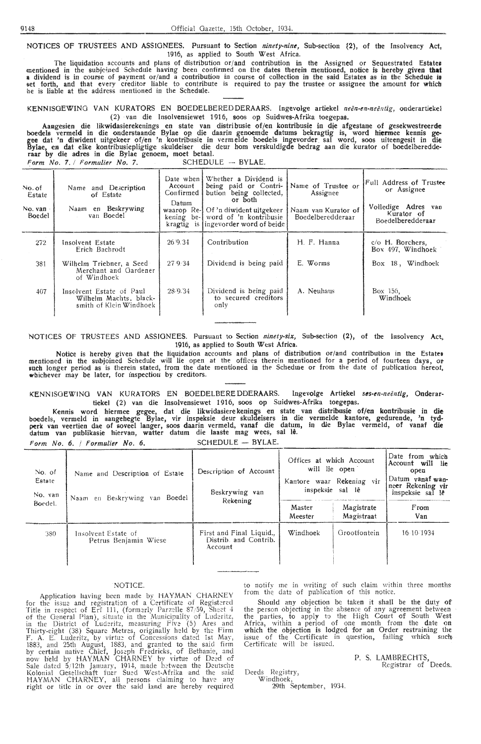NOTICES OF TRUSTEES AND ASSIGNEES. Pursuant to Section *ninety-nine*, Sub-section (2), of the Insolvency Act, 1916, as applied to South West Africa.

The liquidation accounts and plans of distribution or/and contribution in the Assigned or Sequestrated Estates mentioned in the subjoined Schedule having been confirmed on the dates therein mentioned, notice is hereby given that a dividend is in course of payment or/and a contribution in course of collection in the said Estates as in the Schedule is set forth, and that every creditor liable to contribute is required to pay the trustee or assignee the amount for which he is liable at the address mentioned in the Schedule.

KENNISGEWING VAN KURATORS EN BOEDELBEREDDERAARS. Ingevolge artiekel *neën-en-neëntig*, onderartiekel (2) van die Insolvensiewet 1916, soos op Suidwes-Afrika toegepas.

Aangesien die likwidasierekenings en state van distribusie of/en kontribusie in die afgestane of gesekwestreerde boedels vermeld in die onderstaande Bylae op die daarin genoemde datums bekragtig is, word hiermee kennis gegee dat 'n diwident uitgekeer of/en 'n kontribusie in vermelde boedels ingevorder sal word, soos uiteengesit in die Bylae, en dat elke kontribusiepligtige skuldeiser die deur hom verskuldigde bedrag aan die kurator of boedelberedderaar by die adres in die Bylae genoem, moet betaal.

*Form No. 7.* / *Formulier No. 7.* SCHEDULE — BYLAE.

| No. of Estate / No. van Boedel | Name and Description of Estate / Naam en Beskrywing van Boedel | Date when Account Confirmed / Datum waarop Rekening bekragtig is | Whether a Dividend is being paid or Contribution being collected, or both / Of 'n diwident uitgekeer word of 'n kontribusie ingevorder word of beide | Name of Trustee or Assignee / Naam van Kurator of Boedelberedderaar | Full Address of Trustee or Assignee / Volledige Adres van Kurator of Boedelberedderaar |
|---|---|---|---|---|---|
| 272 | Insolvent Estate Erich Bachrodt | 26/9/34 | Contribution | H. F. Hanna | c/o H. Borchers, Box 497, Windhoek |
| 381 | Wilhelm Triebner, a Seed Merchant and Gardener of Windhoek | 27/9/34 | Dividend is being paid | E. Worms | Box 18, Windhoek |
| 407 | Insolvent Estate of Paul Wilhelm Machts, blacksmith of Klein Windhoek | 28/9/34 | Dividend is being paid to secured creditors only | A. Neuhaus | Box 156, Windhoek |

NOTICES OF TRUSTEES AND ASSIGNEES. Pursuant to Section *ninety-six*, Sub-section (2), of the Insolvency Act, 1916, as applied to South West Africa.

Notice is hereby given that the liquidation accounts and plans of distribution or/and contribution in the Estates mentioned in the subjoined Schedule will lie open at the offices therein mentioned for a period of fourteen days, or such longer period as is therein stated, from the date mentioned in the Schedule or from the date of publication hereof, whichever may be later, for inspection by creditors.

KENNISGEWING VAN KURATORS EN BOEDELBEREDDERAARS. Ingevolge Artiekel *ses-en-neëntig*, Onderartiekel (2) van die Insolvensiewet 1916, soos op Suidwes-Afrika toegepas.

Kennis word hiermee gegee, dat die likwidasierekenings en state van distribusie of/en kontribusie in die boedels, vermeld in aangehegte Bylae, vir inspeksie deur skuldeisers in die vermelde kantore, gedurende, 'n tydperk van veertien dae of soveel langer, soos daarin vermeld, vanaf die datum, in die Bylae vermeld, of vanaf die datum van publikasie hiervan, watter datum die laaste mag wees, sal lê.

*Form No. 6.* / *Formulier No. 6.* SCHEDULE — BYLAE.

| No. of Estate / No. van Boedel. | Name and Description of Estate / Naam en Beskrywing van Boedel | Description of Account / Beskrywing van Rekening | Offices at which Account will lie open / Kantore waar Rekening vir inspeksie sal lê | | Date from which Account will lie open / Datum vanaf wanneer Rekening vir inspeksie sal lê |
|---|---|---|---|---|---|
| | | | Master / Meester | Magistrate / Magistraat | From / Van |
| 380 | Insolvent Estate of Petrus Benjamin Wiese | First and Final Liquid., Distrib. and Contrib. Account | Windhoek | Grootfontein | 16/10/1934 |

NOTICE.

Application having been made by HAYMAN CHARNEY for the issue and registration of a Certificate of Registered Title in respect of Erf 111, (formerly Parzelle 87/59, Sheet 4 of the General Plan), situate in the Municipality of Luderitz, in the District of Luderitz, measuring Five (5) Ares and Thirty-eight (38) Square Metres, originally held by the Firm F. A. E. Luderitz, by virtue of Concessions dated 1st May, 1883, and 25th August, 1883, and granted to the said firm by certain native Chief, Joseph Fredricks, of Bethanie, and now held by HAYMAN CHARNEY by virtue of Deed of Sale dated 5/12th January, 1914, made between the Deutsche Kolonial Gesellschaft fuer Sued West-Afrika and the said HAYMAN CHARNEY, all persons claiming to have any right or title in or over the said land are hereby required to notify me in writing of such claim within three months from the date of publication of this notice.

Should any objection be taken it shall be the duty of the person objecting in the absence of any agreement between the parties, to apply to the High Court of South West Africa, within a period of one month from the date on which the objection is lodged for an Order restraining the issue of the Certificate in question, failing which such Certificate will be issued.

P. S. LAMBRECHTS,
Registrar of Deeds.

Deeds Registry,
Windhoek,
29th September, 1934.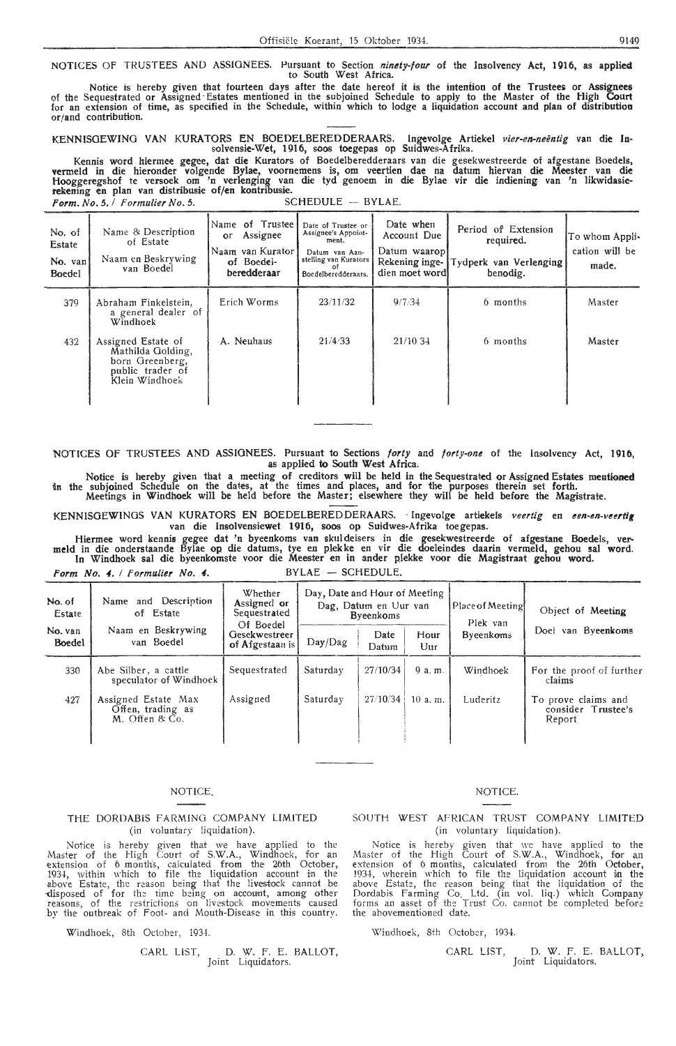NOTICES OF TRUSTEES AND ASSIGNEES. Pursuant to Section *ninety-four* of the Insolvency Act, 1916, as applied to South West Africa.

Notice is hereby given that fourteen days after the date hereof it is the intention of the Trustees or Assignees of the Sequestrated or Assigned Estates mentioned in the subjoined Schedule to apply to the Master of the High Court for an extension of time, as specified in the Schedule, within which to lodge a liquidation account and plan of distribution or/and contribution.

KENNISGEWING VAN KURATORS EN BOEDELBEREDDERAARS. Ingevolge Artiekel *vier-en-neëntig* van die Insolvensie-Wet, 1916, soos toegepas op Suidwes-Afrika.

Kennis word hiermee gegee, dat die Kurators of Boedelberedderaars van die gesekwestreerde of afgestane Boedels, vermeld in die hieronder volgende Bylae, voornemens is, om veertien dae na datum hiervan die Meester van die Hooggeregshof te versoek om 'n verlenging van die tyd genoem in die Bylae vir die indiening van 'n likwidasie-rekening en plan van distribusie of/en kontribusie.

*Form. No. 5. / Formulier No. 5.* SCHEDULE — BYLAE.

| No. of Estate / No. van Boedel | Name & Description of Estate / Naam en Beskrywing van Boedel | Name of Trustee or Assignee / Naam van Kurator of Boedelberedderaar | Date of Trustee or Assignee's Appointment. / Datum van Aanstelling van Kurators of Boedelberedderaars. | Date when Account Due / Datum waarop Rekening ingedien moet word | Period of Extension required. / Tydperk van Verlenging benodig. | To whom Application will be made. |
|---|---|---|---|---|---|---|
| 379 | Abraham Finkelstein, a general dealer of Windhoek | Erich Worms | 23/11/32 | 9/7/34 | 6 months | Master |
| 432 | Assigned Estate of Mathilda Golding, born Greenberg, public trader of Klein Windhoek | A. Neuhaus | 21/4/33 | 21/10 34 | 6 months | Master |

NOTICES OF TRUSTEES AND ASSIGNEES. Pursuant to Sections *forty* and *forty-one* of the Insolvency Act, 1916, as applied to South West Africa.

Notice is hereby given that a meeting of creditors will be held in the Sequestrated or Assigned Estates mentioned in the subjoined Schedule on the dates, at the times and places, and for the purposes therein set forth.
Meetings in Windhoek will be held before the Master; elsewhere they will be held before the Magistrate.

KENNISGEWINGS VAN KURATORS EN BOEDELBEREDDERAARS. Ingevolge artiekels *veertig* en *een-en-veertig* van die Insolvensiewet 1916, soos op Suidwes-Afrika toegepas.

Hiermee word kennis gegee dat 'n byeenkoms van skuldeisers in die gesekwestreerde of afgestane Boedels, vermeld in die onderstaande Bylae op die datums, tye en plekke en vir die doeleindes daarin vermeld, gehou sal word. In Windhoek sal die byeenkomste voor die Meester en in ander plekke voor die Magistraat gehou word.

*Form No. 4. / Formulier No. 4.* BYLAE — SCHEDULE.

| No. of Estate / No. van Boedel | Name and Description of Estate / Naam en Beskrywing van Boedel | Whether Assigned or Sequestrated / Of Boedel Gesekwestreer of Afgestaan is | Day, Date and Hour of Meeting / Dag, Datum en Uur van Byeenkoms | | | Place of Meeting / Plek van Byeenkoms | Object of Meeting / Doel van Byeenkoms |
|---|---|---|---|---|---|---|---|
| | | | Day/Dag | Date / Datum | Hour / Uur | | |
| 330 | Abe Silber, a cattle speculator of Windhoek | Sequestrated | Saturday | 27/10/34 | 9 a. m. | Windhoek | For the proof of further claims |
| 427 | Assigned Estate Max Offen, trading as M. Offen & Co. | Assigned | Saturday | 27/10/34 | 10 a. m. | Luderitz | To prove claims and consider Trustee's Report |

NOTICE.

THE DORDABIS FARMING COMPANY LIMITED
(in voluntary liquidation).

Notice is hereby given that we have applied to the Master of the High Court of S.W.A., Windhoek, for an extension of 6 months, calculated from the 26th October, 1934, within which to file the liquidation account in the above Estate, the reason being that the livestock cannot be disposed of for the time being on account, among other reasons, of the restrictions on livestock movements caused by the outbreak of Foot- and Mouth-Disease in this country.

Windhoek, 8th October, 1934.

CARL LIST, D. W. F. E. BALLOT,
Joint Liquidators.

NOTICE.

SOUTH WEST AFRICAN TRUST COMPANY LIMITED
(in voluntary liquidation).

Notice is hereby given that we have applied to the Master of the High Court of S.W.A., Windhoek, for an extension of 6 months, calculated from the 26th October, 1934, wherein which to file the liquidation account in the above Estate, the reason being that the liquidation of the Dordabis Farming Co. Ltd. (in vol. liq.) which Company forms an asset of the Trust Co. cannot be completed before the abovementioned date.

Windhoek, 8th October, 1934.

CARL LIST, D. W. F. E. BALLOT,
Joint Liquidators.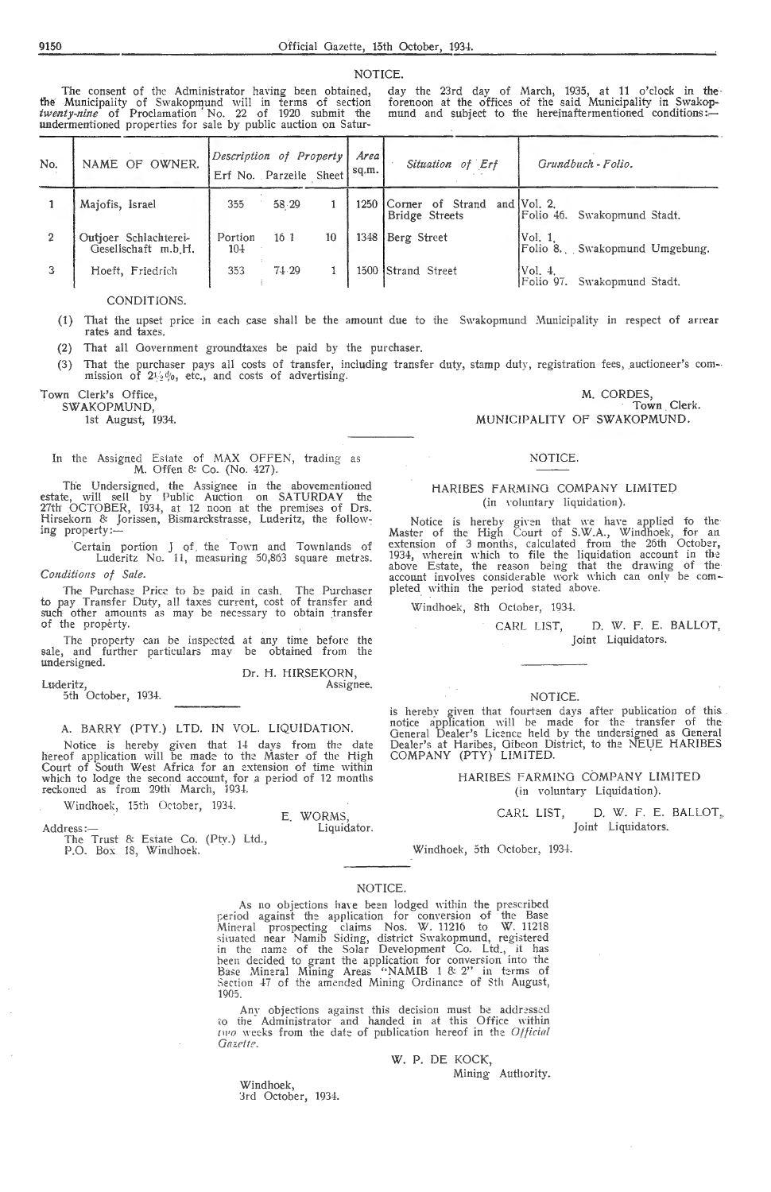## NOTICE.

The consent of the Administrator having been obtained, the Municipality of Swakopmund will in terms of section *twenty-nine* of Proclamation No. 22 of 1920 submit the undermentioned properties for sale by public auction on Saturday the 23rd day of March, 1935, at 11 o'clock in the forenoon at the offices of the said Municipality in Swakopmund and subject to the hereinaftermentioned conditions:—

| No. | NAME OF OWNER. | *Description of Property* Erf No. | Parzelle | Sheet | *Area* sq.m. | *Situation of Erf* | *Grundbuch - Folio.* |
|---|---|---|---|---|---|---|---|
| 1 | Majofis, Israel | 355 | 58/29 | 1 | 1250 | Corner of Strand and Bridge Streets | Vol. 2, Folio 46. Swakopmund Stadt. |
| 2 | Outjoer Schlachterei-Gesellschaft m.b.H. | Portion 104 | 16/1 | 10 | 1348 | Berg Street | Vol. 1, Folio 8. Swakopmund Umgebung. |
| 3 | Hoeft, Friedrich | 353 | 74/29 | 1 | 1500 | Strand Street | Vol. 4, Folio 97. Swakopmund Stadt. |

CONDITIONS.

(1) That the upset price in each case shall be the amount due to the Swakopmund Municipality in respect of arrear rates and taxes.

(2) That all Government groundtaxes be paid by the purchaser.

(3) That the purchaser pays all costs of transfer, including transfer duty, stamp duty, registration fees, auctioneer's commission of 2½%, etc., and costs of advertising.

Town Clerk's Office,
SWAKOPMUND,
1st August, 1934.

M. CORDES,
Town Clerk.
MUNICIPALITY OF SWAKOPMUND.

---

In the Assigned Estate of MAX OFFEN, trading as M. Offen & Co. (No. 427).

The Undersigned, the Assignee in the abovementioned estate, will sell by Public Auction on SATURDAY the 27th OCTOBER, 1934, at 12 noon at the premises of Drs. Hirsekorn & Jorissen, Bismarckstrasse, Luderitz, the following property:—

Certain portion J of the Town and Townlands of Luderitz No. 11, measuring 50,863 square metres.

*Conditions of Sale.*

The Purchase Price to be paid in cash. The Purchaser to pay Transfer Duty, all taxes current, cost of transfer and such other amounts as may be necessary to obtain transfer of the property.

The property can be inspected at any time before the sale, and further particulars may be obtained from the undersigned.

Dr. H. HIRSEKORN,
Assignee.

Luderitz,
5th October, 1934.

---

A. BARRY (PTY.) LTD. IN VOL. LIQUIDATION.

Notice is hereby given that 14 days from the date hereof application will be made to the Master of the High Court of South West Africa for an extension of time within which to lodge the second account, for a period of 12 months reckoned as from 29th March, 1934.

Windhoek, 15th October, 1934.

E. WORMS,
Liquidator.

Address:—
The Trust & Estate Co. (Pty.) Ltd.,
P.O. Box 18, Windhoek.

---

NOTICE.

HARIBES FARMING COMPANY LIMITED
(in voluntary liquidation).

Notice is hereby given that we have applied to the Master of the High Court of S.W.A., Windhoek, for an extension of 3 months, calculated from the 26th October, 1934, wherein which to file the liquidation account in the above Estate, the reason being that the drawing of the account involves considerable work which can only be completed within the period stated above.

Windhoek, 8th October, 1934.

CARL LIST, D. W. F. E. BALLOT,
Joint Liquidators.

---

NOTICE.

is hereby given that fourteen days after publication of this notice application will be made for the transfer of the General Dealer's Licence held by the undersigned as General Dealer's at Haribes, Gibeon District, to the NEUE HARIBES COMPANY (PTY) LIMITED.

HARIBES FARMING COMPANY LIMITED
(in voluntary Liquidation).

CARL LIST, D. W. F. E. BALLOT,
Joint Liquidators.

Windhoek, 5th October, 1934.

---

NOTICE.

As no objections have been lodged within the prescribed period against the application for conversion of the Base Mineral prospecting claims Nos. W. 11216 to W. 11218 situated near Namib Siding, district Swakopmund, registered in the name of the Solar Development Co. Ltd., it has been decided to grant the application for conversion into the Base Mineral Mining Areas "NAMIB 1 & 2" in terms of Section 47 of the amended Mining Ordinance of 8th August, 1905.

Any objections against this decision must be addressed to the Administrator and handed in at this Office within *two* weeks from the date of publication hereof in the *Official Gazette*.

W. P. DE KOCK,
Mining Authority.

Windhoek,
3rd October, 1934.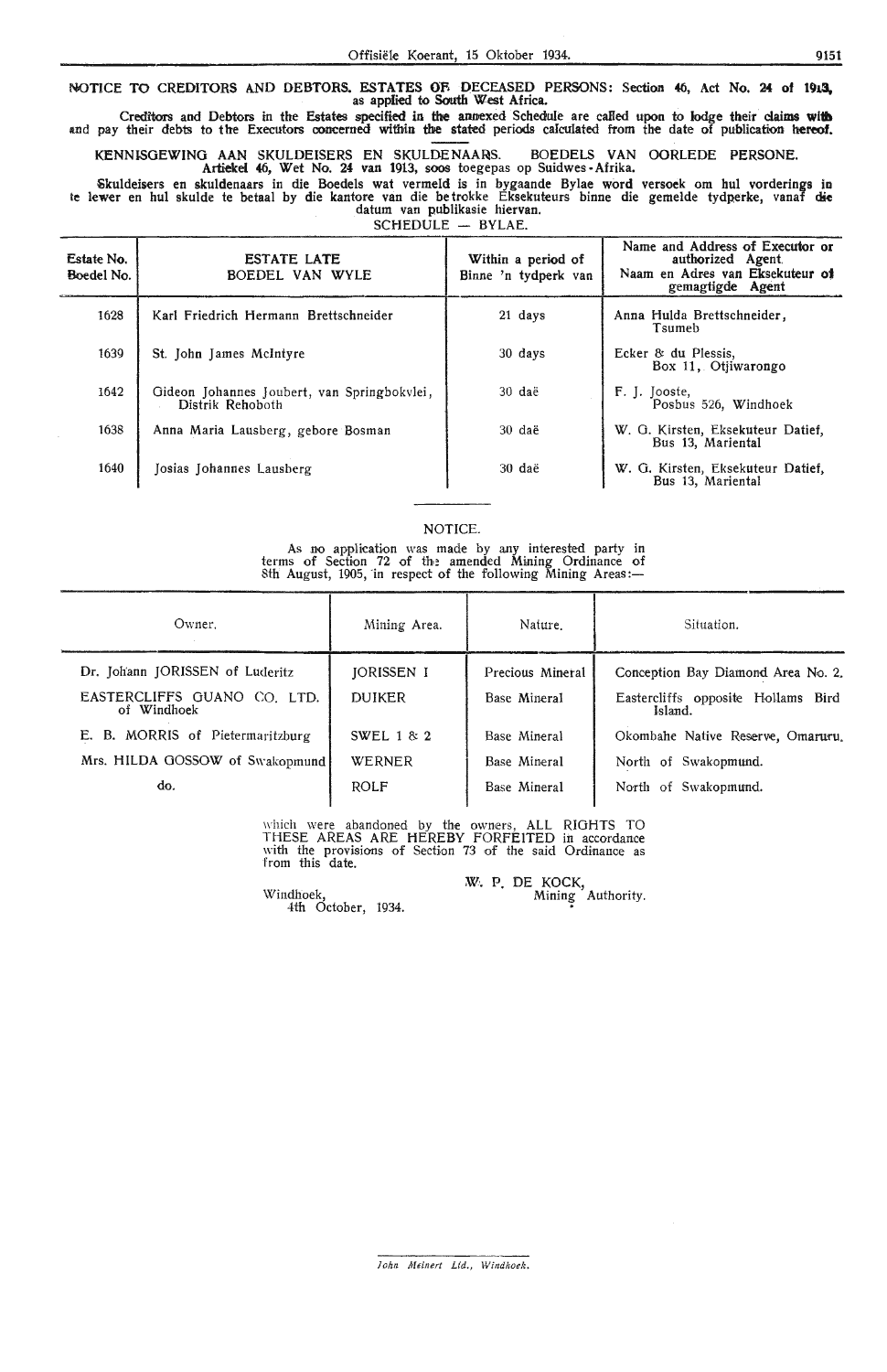**NOTICE TO CREDITORS AND DEBTORS. ESTATES OF DECEASED PERSONS: Section 46, Act No. 24 of 1913, as applied to South West Africa.**

**Creditors and Debtors in the Estates specified in the annexed Schedule are called upon to lodge their claims with and pay their debts to the Executors concerned within the stated periods calculated from the date of publication hereof.**

**KENNISGEWING AAN SKULDEISERS EN SKULDENAARS. BOEDELS VAN OORLEDE PERSONE. Artiekel 46, Wet No. 24 van 1913, soos toegepas op Suidwes-Afrika.**

**Skuldeisers en skuldenaars in die Boedels wat vermeld is in bygaande Bylae word versoek om hul vorderings in te lewer en hul skulde te betaal by die kantore van die betrokke Eksekuteurs binne die gemelde tydperke, vanaf die datum van publikasie hiervan.**

SCHEDULE — BYLAE.

| Estate No. Boedel No. | ESTATE LATE BOEDEL VAN WYLE | Within a period of Binne 'n tydperk van | Name and Address of Executor or authorized Agent. Naam en Adres van Eksekuteur of gemagtigde Agent |
|---|---|---|---|
| 1628 | Karl Friedrich Hermann Brettschneider | 21 days | Anna Hulda Brettschneider, Tsumeb |
| 1639 | St. John James McIntyre | 30 days | Ecker & du Plessis, Box 11, Otjiwarongo |
| 1642 | Gideon Johannes Joubert, van Springbokvlei, Distrik Rehoboth | 30 daë | F. J. Jooste, Posbus 526, Windhoek |
| 1638 | Anna Maria Lausberg, gebore Bosman | 30 daë | W. G. Kirsten, Eksekuteur Datief, Bus 13, Mariental |
| 1640 | Josias Johannes Lausberg | 30 daë | W. G. Kirsten, Eksekuteur Datief, Bus 13, Mariental |

NOTICE.

As no application was made by any interested party in terms of Section 72 of the amended Mining Ordinance of 8th August, 1905, in respect of the following Mining Areas:—

| Owner. | Mining Area. | Nature. | Situation. |
|---|---|---|---|
| Dr. Johann JORISSEN of Luderitz | JORISSEN I | Precious Mineral | Conception Bay Diamond Area No. 2. |
| EASTERCLIFFS GUANO CO. LTD. of Windhoek | DUIKER | Base Mineral | Eastercliffs opposite Hollams Bird Island. |
| E. B. MORRIS of Pietermaritzburg | SWEL 1 & 2 | Base Mineral | Okombahe Native Reserve, Omaruru. |
| Mrs. HILDA GOSSOW of Swakopmund | WERNER | Base Mineral | North of Swakopmund. |
| do. | ROLF | Base Mineral | North of Swakopmund. |

which were abandoned by the owners, ALL RIGHTS TO THESE AREAS ARE HEREBY FORFEITED in accordance with the provisions of Section 73 of the said Ordinance as from this date.

W. P. DE KOCK,
Mining Authority.

Windhoek,
4th October, 1934.

*John Meinert Ltd., Windhoek.*